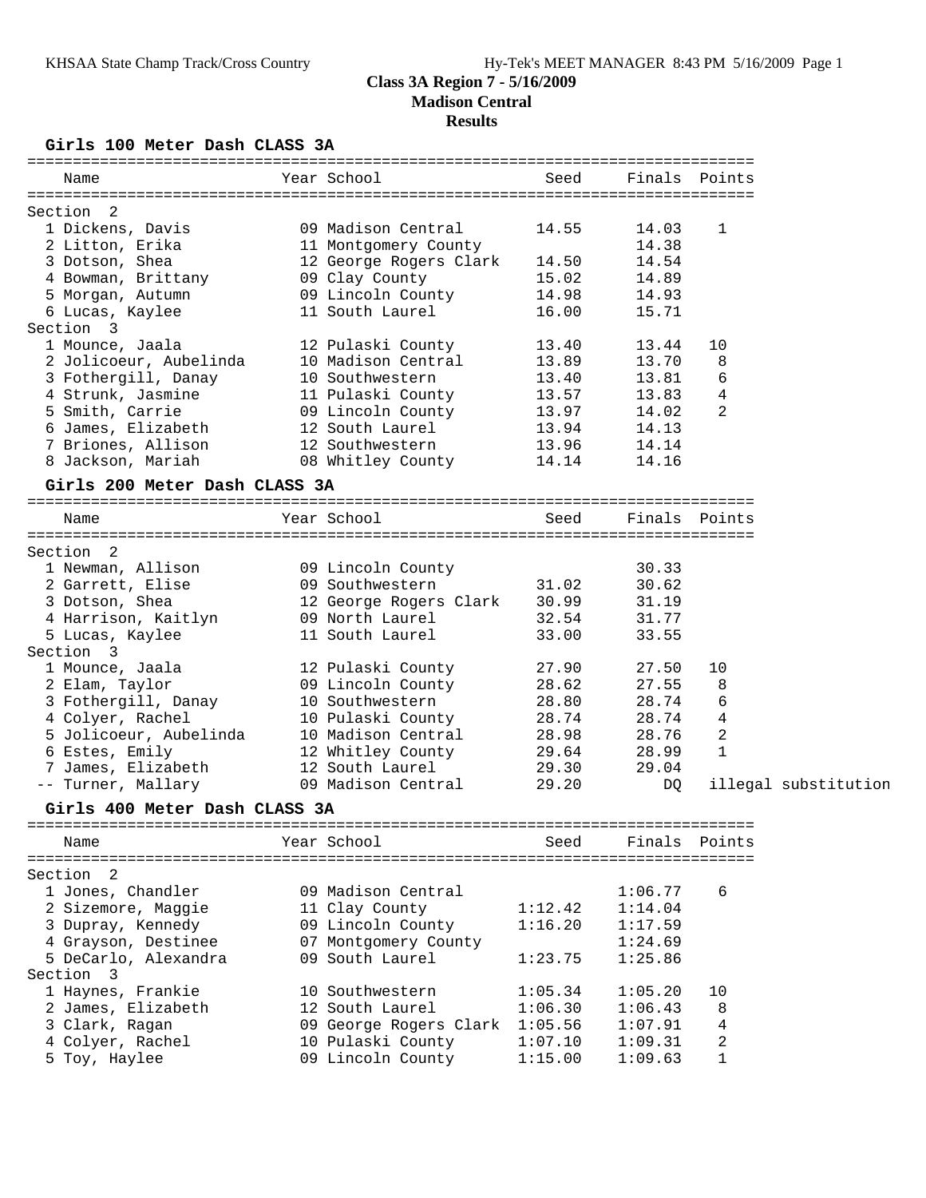# Class 3A Region 7 - 5/16/2009

## Madison Central

## Results

### Girls 100 Meter Dash CLASS 3A

| Name | Year | School | Seed | Finals | Points |
|---|---|---|---|---|---|
| **Section 2** | | | | | |
| 1 Dickens, Davis | 09 | Madison Central | 14.55 | 14.03 | 1 |
| 2 Litton, Erika | 11 | Montgomery County | | 14.38 | |
| 3 Dotson, Shea | 12 | George Rogers Clark | 14.50 | 14.54 | |
| 4 Bowman, Brittany | 09 | Clay County | 15.02 | 14.89 | |
| 5 Morgan, Autumn | 09 | Lincoln County | 14.98 | 14.93 | |
| 6 Lucas, Kaylee | 11 | South Laurel | 16.00 | 15.71 | |
| **Section 3** | | | | | |
| 1 Mounce, Jaala | 12 | Pulaski County | 13.40 | 13.44 | 10 |
| 2 Jolicoeur, Aubelinda | 10 | Madison Central | 13.89 | 13.70 | 8 |
| 3 Fothergill, Danay | 10 | Southwestern | 13.40 | 13.81 | 6 |
| 4 Strunk, Jasmine | 11 | Pulaski County | 13.57 | 13.83 | 4 |
| 5 Smith, Carrie | 09 | Lincoln County | 13.97 | 14.02 | 2 |
| 6 James, Elizabeth | 12 | South Laurel | 13.94 | 14.13 | |
| 7 Briones, Allison | 12 | Southwestern | 13.96 | 14.14 | |
| 8 Jackson, Mariah | 08 | Whitley County | 14.14 | 14.16 | |

### Girls 200 Meter Dash CLASS 3A

| Name | Year | School | Seed | Finals | Points |
|---|---|---|---|---|---|
| **Section 2** | | | | | |
| 1 Newman, Allison | 09 | Lincoln County | | 30.33 | |
| 2 Garrett, Elise | 09 | Southwestern | 31.02 | 30.62 | |
| 3 Dotson, Shea | 12 | George Rogers Clark | 30.99 | 31.19 | |
| 4 Harrison, Kaitlyn | 09 | North Laurel | 32.54 | 31.77 | |
| 5 Lucas, Kaylee | 11 | South Laurel | 33.00 | 33.55 | |
| **Section 3** | | | | | |
| 1 Mounce, Jaala | 12 | Pulaski County | 27.90 | 27.50 | 10 |
| 2 Elam, Taylor | 09 | Lincoln County | 28.62 | 27.55 | 8 |
| 3 Fothergill, Danay | 10 | Southwestern | 28.80 | 28.74 | 6 |
| 4 Colyer, Rachel | 10 | Pulaski County | 28.74 | 28.74 | 4 |
| 5 Jolicoeur, Aubelinda | 10 | Madison Central | 28.98 | 28.76 | 2 |
| 6 Estes, Emily | 12 | Whitley County | 29.64 | 28.99 | 1 |
| 7 James, Elizabeth | 12 | South Laurel | 29.30 | 29.04 | |
| -- Turner, Mallary | 09 | Madison Central | 29.20 | DQ | illegal substitution |

### Girls 400 Meter Dash CLASS 3A

| Name | Year | School | Seed | Finals | Points |
|---|---|---|---|---|---|
| **Section 2** | | | | | |
| 1 Jones, Chandler | 09 | Madison Central | | 1:06.77 | 6 |
| 2 Sizemore, Maggie | 11 | Clay County | 1:12.42 | 1:14.04 | |
| 3 Dupray, Kennedy | 09 | Lincoln County | 1:16.20 | 1:17.59 | |
| 4 Grayson, Destinee | 07 | Montgomery County | | 1:24.69 | |
| 5 DeCarlo, Alexandra | 09 | South Laurel | 1:23.75 | 1:25.86 | |
| **Section 3** | | | | | |
| 1 Haynes, Frankie | 10 | Southwestern | 1:05.34 | 1:05.20 | 10 |
| 2 James, Elizabeth | 12 | South Laurel | 1:06.30 | 1:06.43 | 8 |
| 3 Clark, Ragan | 09 | George Rogers Clark | 1:05.56 | 1:07.91 | 4 |
| 4 Colyer, Rachel | 10 | Pulaski County | 1:07.10 | 1:09.31 | 2 |
| 5 Toy, Haylee | 09 | Lincoln County | 1:15.00 | 1:09.63 | 1 |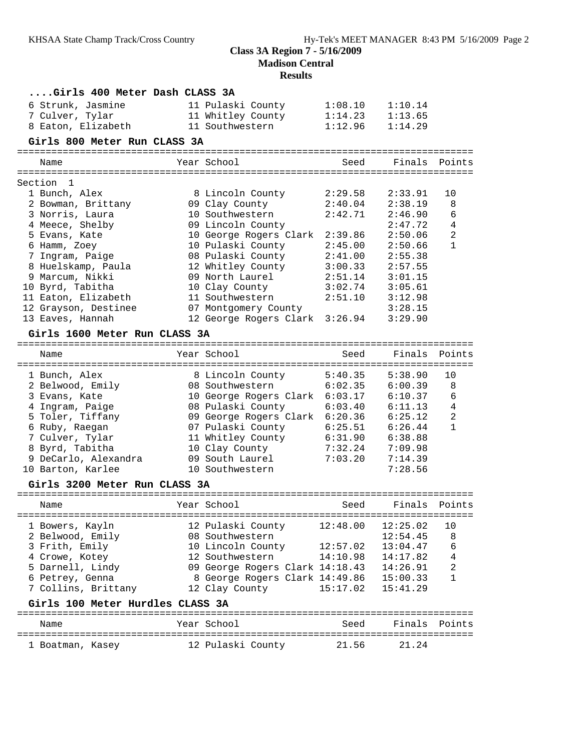# Class 3A Region 7 - 5/16/2009
## Madison Central
## Results

### ....Girls 400 Meter Dash CLASS 3A

| Place | Name | Year | School | Seed | Finals |
|---|---|---|---|---|---|
| 6 | Strunk, Jasmine | 11 | Pulaski County | 1:08.10 | 1:10.14 |
| 7 | Culver, Tylar | 11 | Whitley County | 1:14.23 | 1:13.65 |
| 8 | Eaton, Elizabeth | 11 | Southwestern | 1:12.96 | 1:14.29 |

### Girls 800 Meter Run CLASS 3A

Section 1

| Place | Name | Year | School | Seed | Finals | Points |
|---|---|---|---|---|---|---|
| 1 | Bunch, Alex | 8 | Lincoln County | 2:29.58 | 2:33.91 | 10 |
| 2 | Bowman, Brittany | 09 | Clay County | 2:40.04 | 2:38.19 | 8 |
| 3 | Norris, Laura | 10 | Southwestern | 2:42.71 | 2:46.90 | 6 |
| 4 | Meece, Shelby | 09 | Lincoln County | | 2:47.72 | 4 |
| 5 | Evans, Kate | 10 | George Rogers Clark | 2:39.86 | 2:50.06 | 2 |
| 6 | Hamm, Zoey | 10 | Pulaski County | 2:45.00 | 2:50.66 | 1 |
| 7 | Ingram, Paige | 08 | Pulaski County | 2:41.00 | 2:55.38 | |
| 8 | Huelskamp, Paula | 12 | Whitley County | 3:00.33 | 2:57.55 | |
| 9 | Marcum, Nikki | 09 | North Laurel | 2:51.14 | 3:01.15 | |
| 10 | Byrd, Tabitha | 10 | Clay County | 3:02.74 | 3:05.61 | |
| 11 | Eaton, Elizabeth | 11 | Southwestern | 2:51.10 | 3:12.98 | |
| 12 | Grayson, Destinee | 07 | Montgomery County | | 3:28.15 | |
| 13 | Eaves, Hannah | 12 | George Rogers Clark | 3:26.94 | 3:29.90 | |

### Girls 1600 Meter Run CLASS 3A

| Place | Name | Year | School | Seed | Finals | Points |
|---|---|---|---|---|---|---|
| 1 | Bunch, Alex | 8 | Lincoln County | 5:40.35 | 5:38.90 | 10 |
| 2 | Belwood, Emily | 08 | Southwestern | 6:02.35 | 6:00.39 | 8 |
| 3 | Evans, Kate | 10 | George Rogers Clark | 6:03.17 | 6:10.37 | 6 |
| 4 | Ingram, Paige | 08 | Pulaski County | 6:03.40 | 6:11.13 | 4 |
| 5 | Toler, Tiffany | 09 | George Rogers Clark | 6:20.36 | 6:25.12 | 2 |
| 6 | Ruby, Raegan | 07 | Pulaski County | 6:25.51 | 6:26.44 | 1 |
| 7 | Culver, Tylar | 11 | Whitley County | 6:31.90 | 6:38.88 | |
| 8 | Byrd, Tabitha | 10 | Clay County | 7:32.24 | 7:09.98 | |
| 9 | DeCarlo, Alexandra | 09 | South Laurel | 7:03.20 | 7:14.39 | |
| 10 | Barton, Karlee | 10 | Southwestern | | 7:28.56 | |

### Girls 3200 Meter Run CLASS 3A

| Place | Name | Year | School | Seed | Finals | Points |
|---|---|---|---|---|---|---|
| 1 | Bowers, Kayln | 12 | Pulaski County | 12:48.00 | 12:25.02 | 10 |
| 2 | Belwood, Emily | 08 | Southwestern | | 12:54.45 | 8 |
| 3 | Frith, Emily | 10 | Lincoln County | 12:57.02 | 13:04.47 | 6 |
| 4 | Crowe, Kotey | 12 | Southwestern | 14:10.98 | 14:17.82 | 4 |
| 5 | Darnell, Lindy | 09 | George Rogers Clark | 14:18.43 | 14:26.91 | 2 |
| 6 | Petrey, Genna | 8 | George Rogers Clark | 14:49.86 | 15:00.33 | 1 |
| 7 | Collins, Brittany | 12 | Clay County | 15:17.02 | 15:41.29 | |

### Girls 100 Meter Hurdles CLASS 3A

| Place | Name | Year | School | Seed | Finals | Points |
|---|---|---|---|---|---|---|
| 1 | Boatman, Kasey | 12 | Pulaski County | 21.56 | 21.24 | |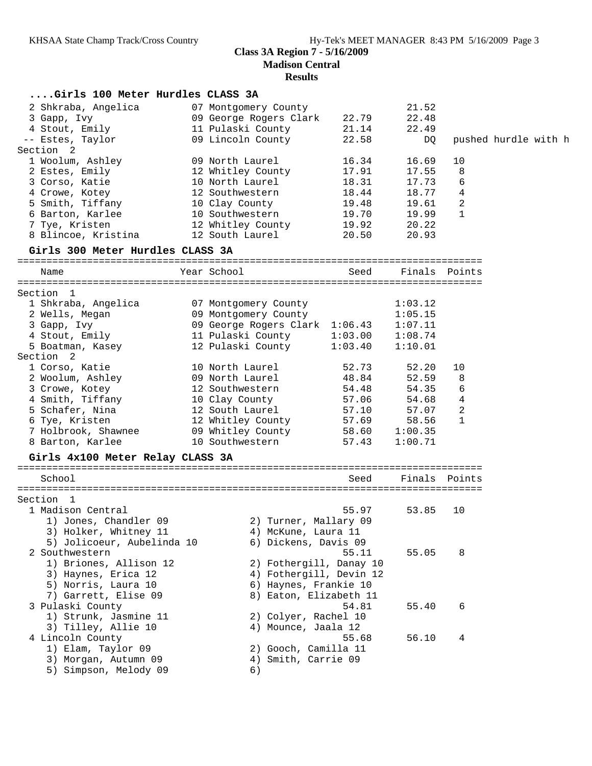**Class 3A Region 7 - 5/16/2009**
**Madison Central**
**Results**

### ....Girls 100 Meter Hurdles CLASS 3A

| Place | Name | Year | School | Seed | Finals | Points | Note |
|---|---|---|---|---|---|---|---|
| 2 | Shkraba, Angelica | 07 | Montgomery County | | 21.52 | | |
| 3 | Gapp, Ivy | 09 | George Rogers Clark | 22.79 | 22.48 | | |
| 4 | Stout, Emily | 11 | Pulaski County | 21.14 | 22.49 | | |
| -- | Estes, Taylor | 09 | Lincoln County | 22.58 | DQ | | pushed hurdle with h |
| **Section 2** | | | | | | | |
| 1 | Woolum, Ashley | 09 | North Laurel | 16.34 | 16.69 | 10 | |
| 2 | Estes, Emily | 12 | Whitley County | 17.91 | 17.55 | 8 | |
| 3 | Corso, Katie | 10 | North Laurel | 18.31 | 17.73 | 6 | |
| 4 | Crowe, Kotey | 12 | Southwestern | 18.44 | 18.77 | 4 | |
| 5 | Smith, Tiffany | 10 | Clay County | 19.48 | 19.61 | 2 | |
| 6 | Barton, Karlee | 10 | Southwestern | 19.70 | 19.99 | 1 | |
| 7 | Tye, Kristen | 12 | Whitley County | 19.92 | 20.22 | | |
| 8 | Blincoe, Kristina | 12 | South Laurel | 20.50 | 20.93 | | |

### Girls 300 Meter Hurdles CLASS 3A

| Place | Name | Year | School | Seed | Finals | Points |
|---|---|---|---|---|---|---|
| **Section 1** | | | | | | |
| 1 | Shkraba, Angelica | 07 | Montgomery County | | 1:03.12 | |
| 2 | Wells, Megan | 09 | Montgomery County | | 1:05.15 | |
| 3 | Gapp, Ivy | 09 | George Rogers Clark | 1:06.43 | 1:07.11 | |
| 4 | Stout, Emily | 11 | Pulaski County | 1:03.00 | 1:08.74 | |
| 5 | Boatman, Kasey | 12 | Pulaski County | 1:03.40 | 1:10.01 | |
| **Section 2** | | | | | | |
| 1 | Corso, Katie | 10 | North Laurel | 52.73 | 52.20 | 10 |
| 2 | Woolum, Ashley | 09 | North Laurel | 48.84 | 52.59 | 8 |
| 3 | Crowe, Kotey | 12 | Southwestern | 54.48 | 54.35 | 6 |
| 4 | Smith, Tiffany | 10 | Clay County | 57.06 | 54.68 | 4 |
| 5 | Schafer, Nina | 12 | South Laurel | 57.10 | 57.07 | 2 |
| 6 | Tye, Kristen | 12 | Whitley County | 57.69 | 58.56 | 1 |
| 7 | Holbrook, Shawnee | 09 | Whitley County | 58.60 | 1:00.35 | |
| 8 | Barton, Karlee | 10 | Southwestern | 57.43 | 1:00.71 | |

### Girls 4x100 Meter Relay CLASS 3A

| Place | School | Seed | Finals | Points |
|---|---|---|---|---|
| **Section 1** | | | | |
| 1 | Madison Central | 55.97 | 53.85 | 10 |
| | 1) Jones, Chandler 09; 2) Turner, Mallary 09; 3) Holker, Whitney 11; 4) McKune, Laura 11; 5) Jolicoeur, Aubelinda 10; 6) Dickens, Davis 09 | | | |
| 2 | Southwestern | 55.11 | 55.05 | 8 |
| | 1) Briones, Allison 12; 2) Fothergill, Danay 10; 3) Haynes, Erica 12; 4) Fothergill, Devin 12; 5) Norris, Laura 10; 6) Haynes, Frankie 10; 7) Garrett, Elise 09; 8) Eaton, Elizabeth 11 | | | |
| 3 | Pulaski County | 54.81 | 55.40 | 6 |
| | 1) Strunk, Jasmine 11; 2) Colyer, Rachel 10; 3) Tilley, Allie 10; 4) Mounce, Jaala 12 | | | |
| 4 | Lincoln County | 55.68 | 56.10 | 4 |
| | 1) Elam, Taylor 09; 2) Gooch, Camilla 11; 3) Morgan, Autumn 09; 4) Smith, Carrie 09; 5) Simpson, Melody 09; 6) | | | |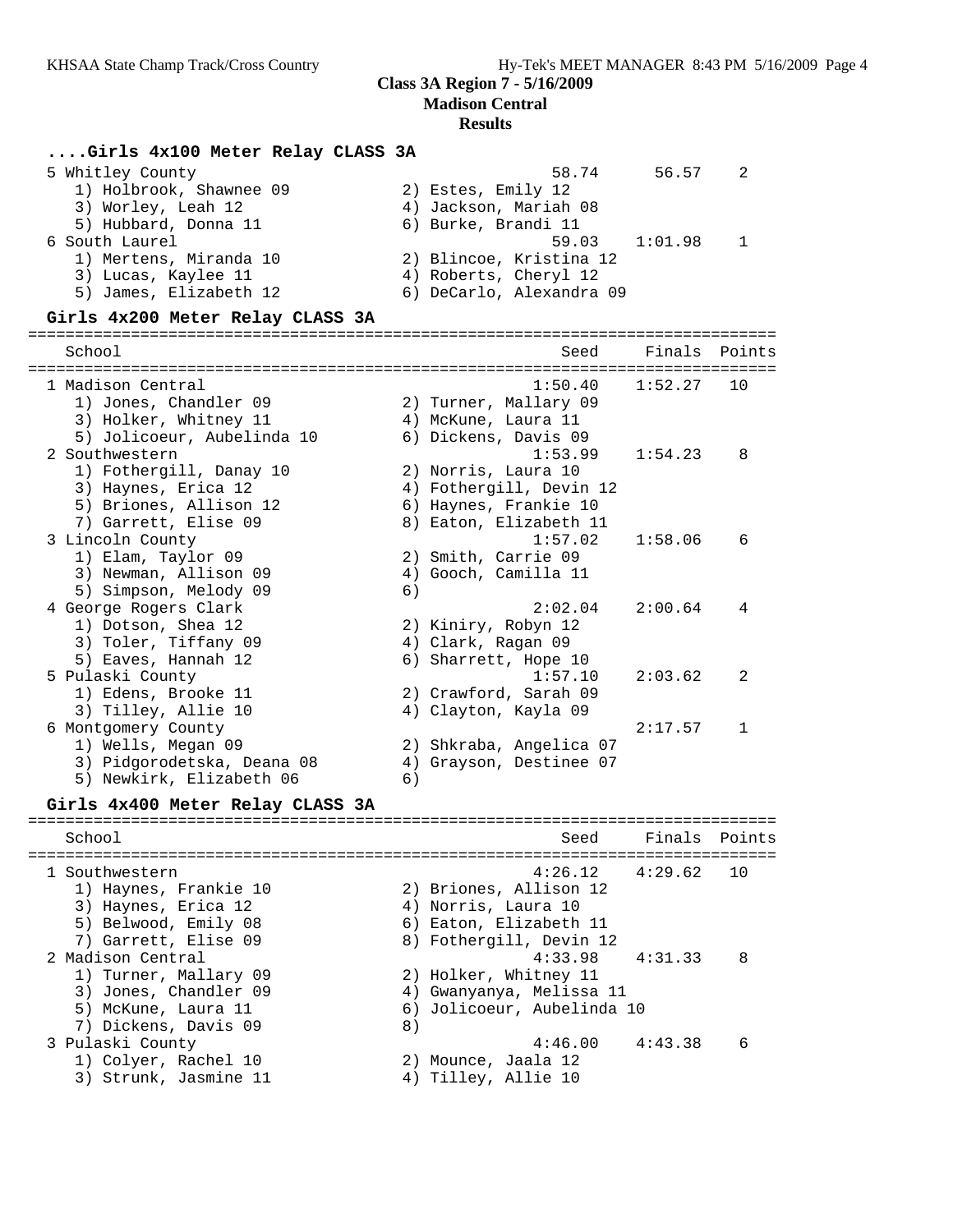## Class 3A Region 7 - 5/16/2009

## Madison Central

## Results

### ....Girls 4x100 Meter Relay CLASS 3A

```
  5 Whitley County                                    58.74      56.57    2
     1) Holbrook, Shawnee 09           2) Estes, Emily 12
     3) Worley, Leah 12                4) Jackson, Mariah 08
     5) Hubbard, Donna 11              6) Burke, Brandi 11
  6 South Laurel                                      59.03    1:01.98    1
     1) Mertens, Miranda 10            2) Blincoe, Kristina 12
     3) Lucas, Kaylee 11               4) Roberts, Cheryl 12
     5) James, Elizabeth 12            6) DeCarlo, Alexandra 09
```

### Girls 4x200 Meter Relay CLASS 3A

```
================================================================================
    School                                            Seed     Finals  Points
================================================================================
  1 Madison Central                                 1:50.40    1:52.27   10
     1) Jones, Chandler 09             2) Turner, Mallary 09
     3) Holker, Whitney 11             4) McKune, Laura 11
     5) Jolicoeur, Aubelinda 10        6) Dickens, Davis 09
  2 Southwestern                                    1:53.99    1:54.23    8
     1) Fothergill, Danay 10           2) Norris, Laura 10
     3) Haynes, Erica 12               4) Fothergill, Devin 12
     5) Briones, Allison 12            6) Haynes, Frankie 10
     7) Garrett, Elise 09              8) Eaton, Elizabeth 11
  3 Lincoln County                                  1:57.02    1:58.06    6
     1) Elam, Taylor 09                2) Smith, Carrie 09
     3) Newman, Allison 09             4) Gooch, Camilla 11
     5) Simpson, Melody 09             6)
  4 George Rogers Clark                             2:02.04    2:00.64    4
     1) Dotson, Shea 12                2) Kiniry, Robyn 12
     3) Toler, Tiffany 09              4) Clark, Ragan 09
     5) Eaves, Hannah 12               6) Sharrett, Hope 10
  5 Pulaski County                                  1:57.10    2:03.62    2
     1) Edens, Brooke 11               2) Crawford, Sarah 09
     3) Tilley, Allie 10               4) Clayton, Kayla 09
  6 Montgomery County                                          2:17.57    1
     1) Wells, Megan 09                2) Shkraba, Angelica 07
     3) Pidgorodetska, Deana 08        4) Grayson, Destinee 07
     5) Newkirk, Elizabeth 06          6)
```

### Girls 4x400 Meter Relay CLASS 3A

```
================================================================================
    School                                            Seed     Finals  Points
================================================================================
  1 Southwestern                                    4:26.12    4:29.62   10
     1) Haynes, Frankie 10             2) Briones, Allison 12
     3) Haynes, Erica 12               4) Norris, Laura 10
     5) Belwood, Emily 08              6) Eaton, Elizabeth 11
     7) Garrett, Elise 09              8) Fothergill, Devin 12
  2 Madison Central                                 4:33.98    4:31.33    8
     1) Turner, Mallary 09             2) Holker, Whitney 11
     3) Jones, Chandler 09             4) Gwanyanya, Melissa 11
     5) McKune, Laura 11               6) Jolicoeur, Aubelinda 10
     7) Dickens, Davis 09              8)
  3 Pulaski County                                  4:46.00    4:43.38    6
     1) Colyer, Rachel 10              2) Mounce, Jaala 12
     3) Strunk, Jasmine 11             4) Tilley, Allie 10
```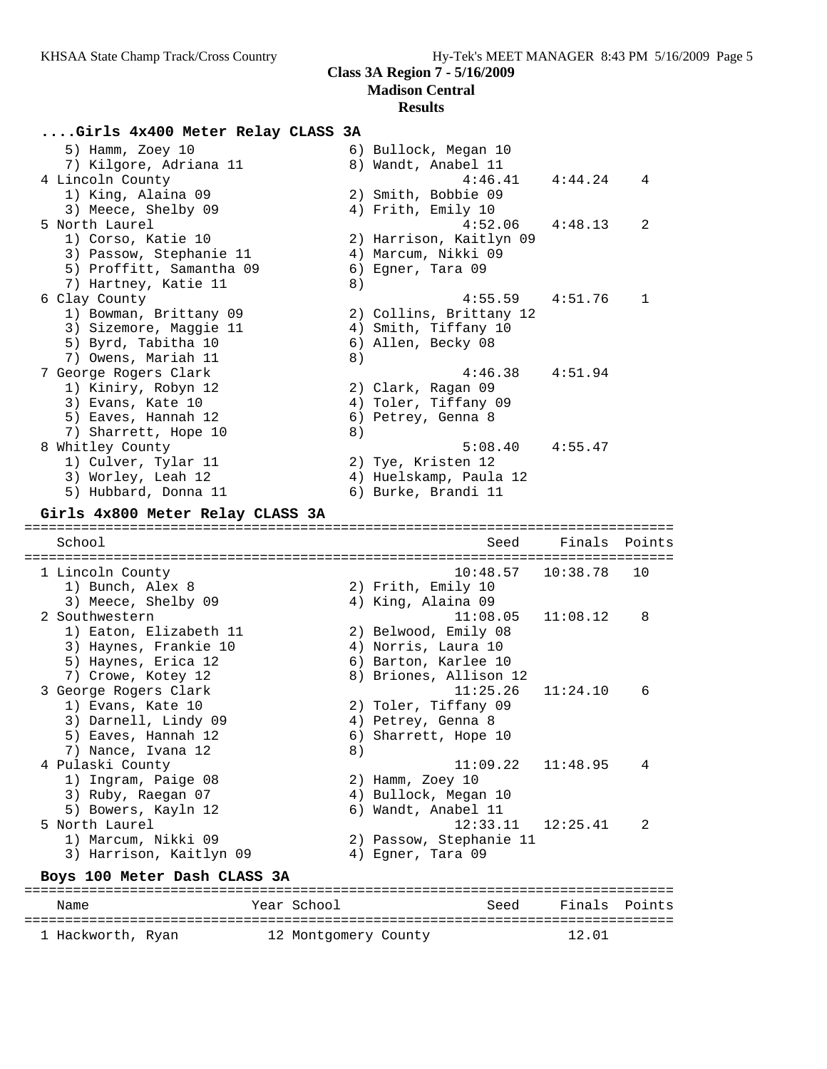**Class 3A Region 7 - 5/16/2009**

**Madison Central**

**Results**

### ....Girls 4x400 Meter Relay CLASS 3A

```
    5) Hamm, Zoey 10                  6) Bullock, Megan 10
    7) Kilgore, Adriana 11            8) Wandt, Anabel 11
  4 Lincoln County                             4:46.41    4:44.24    4
    1) King, Alaina 09                2) Smith, Bobbie 09
    3) Meece, Shelby 09               4) Frith, Emily 10
  5 North Laurel                               4:52.06    4:48.13    2
    1) Corso, Katie 10                2) Harrison, Kaitlyn 09
    3) Passow, Stephanie 11           4) Marcum, Nikki 09
    5) Proffitt, Samantha 09          6) Egner, Tara 09
    7) Hartney, Katie 11              8)
  6 Clay County                                4:55.59    4:51.76    1
    1) Bowman, Brittany 09            2) Collins, Brittany 12
    3) Sizemore, Maggie 11            4) Smith, Tiffany 10
    5) Byrd, Tabitha 10               6) Allen, Becky 08
    7) Owens, Mariah 11               8)
  7 George Rogers Clark                        4:46.38    4:51.94
    1) Kiniry, Robyn 12               2) Clark, Ragan 09
    3) Evans, Kate 10                 4) Toler, Tiffany 09
    5) Eaves, Hannah 12               6) Petrey, Genna 8
    7) Sharrett, Hope 10              8)
  8 Whitley County                             5:08.40    4:55.47
    1) Culver, Tylar 11               2) Tye, Kristen 12
    3) Worley, Leah 12                4) Huelskamp, Paula 12
    5) Hubbard, Donna 11              6) Burke, Brandi 11
```

### Girls 4x800 Meter Relay CLASS 3A

```
================================================================================
    School                                        Seed     Finals  Points
================================================================================
  1 Lincoln County                            10:48.57   10:38.78   10
    1) Bunch, Alex 8                  2) Frith, Emily 10
    3) Meece, Shelby 09               4) King, Alaina 09
  2 Southwestern                              11:08.05   11:08.12    8
    1) Eaton, Elizabeth 11            2) Belwood, Emily 08
    3) Haynes, Frankie 10             4) Norris, Laura 10
    5) Haynes, Erica 12               6) Barton, Karlee 10
    7) Crowe, Kotey 12                8) Briones, Allison 12
  3 George Rogers Clark                       11:25.26   11:24.10    6
    1) Evans, Kate 10                 2) Toler, Tiffany 09
    3) Darnell, Lindy 09              4) Petrey, Genna 8
    5) Eaves, Hannah 12               6) Sharrett, Hope 10
    7) Nance, Ivana 12                8)
  4 Pulaski County                            11:09.22   11:48.95    4
    1) Ingram, Paige 08               2) Hamm, Zoey 10
    3) Ruby, Raegan 07                4) Bullock, Megan 10
    5) Bowers, Kayln 12               6) Wandt, Anabel 11
  5 North Laurel                              12:33.11   12:25.41    2
    1) Marcum, Nikki 09               2) Passow, Stephanie 11
    3) Harrison, Kaitlyn 09           4) Egner, Tara 09
```

### Boys 100 Meter Dash CLASS 3A

```
================================================================================
    Name                    Year School                Seed     Finals  Points
================================================================================
  1 Hackworth, Ryan         12 Montgomery County                 12.01
```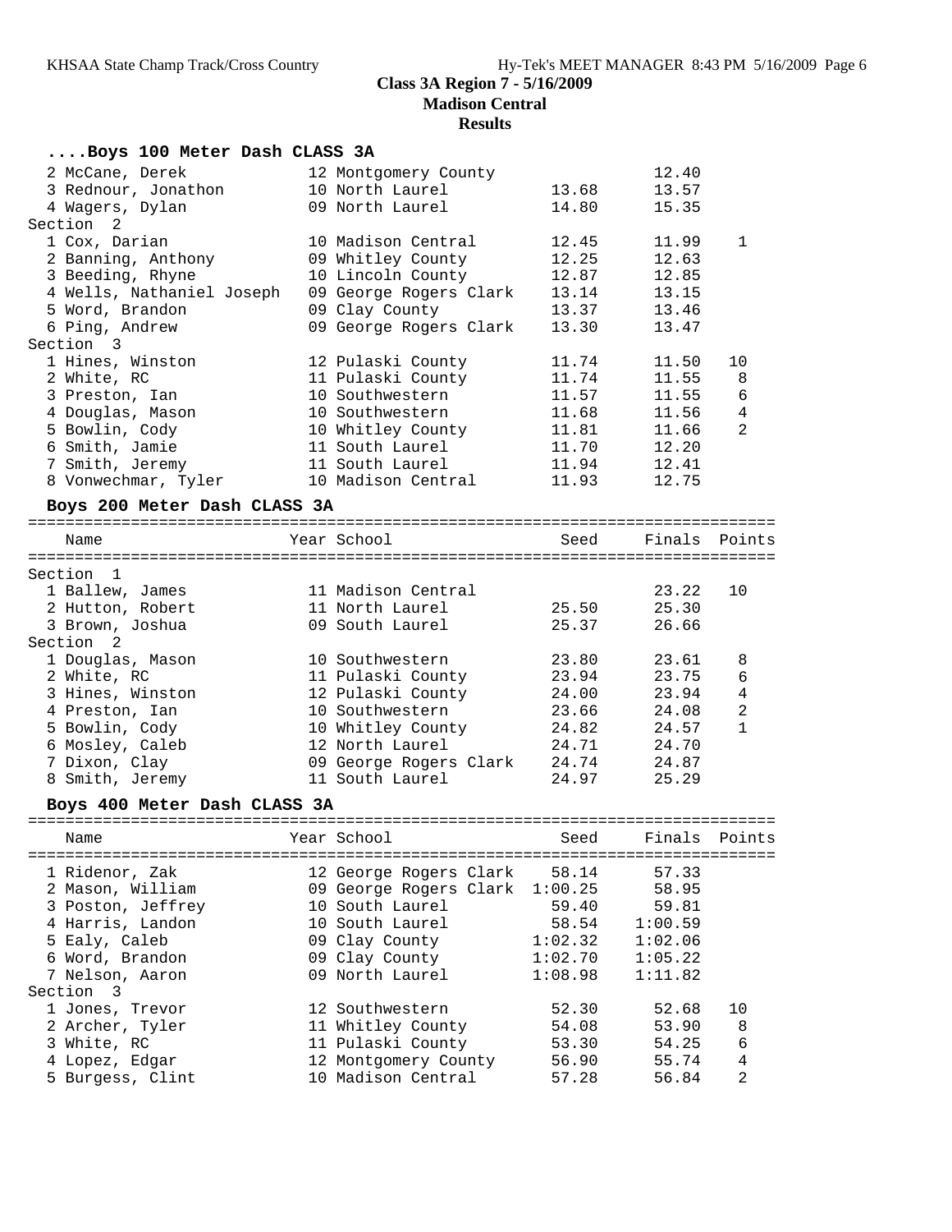**Class 3A Region 7 - 5/16/2009**
**Madison Central**
**Results**

### ....Boys 100 Meter Dash CLASS 3A

| Name | Year | School | Seed | Finals | Points |
|---|---|---|---|---|---|
| 2 McCane, Derek | 12 | Montgomery County | | 12.40 | |
| 3 Rednour, Jonathon | 10 | North Laurel | 13.68 | 13.57 | |
| 4 Wagers, Dylan | 09 | North Laurel | 14.80 | 15.35 | |
| **Section 2** | | | | | |
| 1 Cox, Darian | 10 | Madison Central | 12.45 | 11.99 | 1 |
| 2 Banning, Anthony | 09 | Whitley County | 12.25 | 12.63 | |
| 3 Beeding, Rhyne | 10 | Lincoln County | 12.87 | 12.85 | |
| 4 Wells, Nathaniel Joseph | 09 | George Rogers Clark | 13.14 | 13.15 | |
| 5 Word, Brandon | 09 | Clay County | 13.37 | 13.46 | |
| 6 Ping, Andrew | 09 | George Rogers Clark | 13.30 | 13.47 | |
| **Section 3** | | | | | |
| 1 Hines, Winston | 12 | Pulaski County | 11.74 | 11.50 | 10 |
| 2 White, RC | 11 | Pulaski County | 11.74 | 11.55 | 8 |
| 3 Preston, Ian | 10 | Southwestern | 11.57 | 11.55 | 6 |
| 4 Douglas, Mason | 10 | Southwestern | 11.68 | 11.56 | 4 |
| 5 Bowlin, Cody | 10 | Whitley County | 11.81 | 11.66 | 2 |
| 6 Smith, Jamie | 11 | South Laurel | 11.70 | 12.20 | |
| 7 Smith, Jeremy | 11 | South Laurel | 11.94 | 12.41 | |
| 8 Vonwechmar, Tyler | 10 | Madison Central | 11.93 | 12.75 | |

### Boys 200 Meter Dash CLASS 3A

| Name | Year | School | Seed | Finals | Points |
|---|---|---|---|---|---|
| **Section 1** | | | | | |
| 1 Ballew, James | 11 | Madison Central | | 23.22 | 10 |
| 2 Hutton, Robert | 11 | North Laurel | 25.50 | 25.30 | |
| 3 Brown, Joshua | 09 | South Laurel | 25.37 | 26.66 | |
| **Section 2** | | | | | |
| 1 Douglas, Mason | 10 | Southwestern | 23.80 | 23.61 | 8 |
| 2 White, RC | 11 | Pulaski County | 23.94 | 23.75 | 6 |
| 3 Hines, Winston | 12 | Pulaski County | 24.00 | 23.94 | 4 |
| 4 Preston, Ian | 10 | Southwestern | 23.66 | 24.08 | 2 |
| 5 Bowlin, Cody | 10 | Whitley County | 24.82 | 24.57 | 1 |
| 6 Mosley, Caleb | 12 | North Laurel | 24.71 | 24.70 | |
| 7 Dixon, Clay | 09 | George Rogers Clark | 24.74 | 24.87 | |
| 8 Smith, Jeremy | 11 | South Laurel | 24.97 | 25.29 | |

### Boys 400 Meter Dash CLASS 3A

| Name | Year | School | Seed | Finals | Points |
|---|---|---|---|---|---|
| 1 Ridenor, Zak | 12 | George Rogers Clark | 58.14 | 57.33 | |
| 2 Mason, William | 09 | George Rogers Clark | 1:00.25 | 58.95 | |
| 3 Poston, Jeffrey | 10 | South Laurel | 59.40 | 59.81 | |
| 4 Harris, Landon | 10 | South Laurel | 58.54 | 1:00.59 | |
| 5 Ealy, Caleb | 09 | Clay County | 1:02.32 | 1:02.06 | |
| 6 Word, Brandon | 09 | Clay County | 1:02.70 | 1:05.22 | |
| 7 Nelson, Aaron | 09 | North Laurel | 1:08.98 | 1:11.82 | |
| **Section 3** | | | | | |
| 1 Jones, Trevor | 12 | Southwestern | 52.30 | 52.68 | 10 |
| 2 Archer, Tyler | 11 | Whitley County | 54.08 | 53.90 | 8 |
| 3 White, RC | 11 | Pulaski County | 53.30 | 54.25 | 6 |
| 4 Lopez, Edgar | 12 | Montgomery County | 56.90 | 55.74 | 4 |
| 5 Burgess, Clint | 10 | Madison Central | 57.28 | 56.84 | 2 |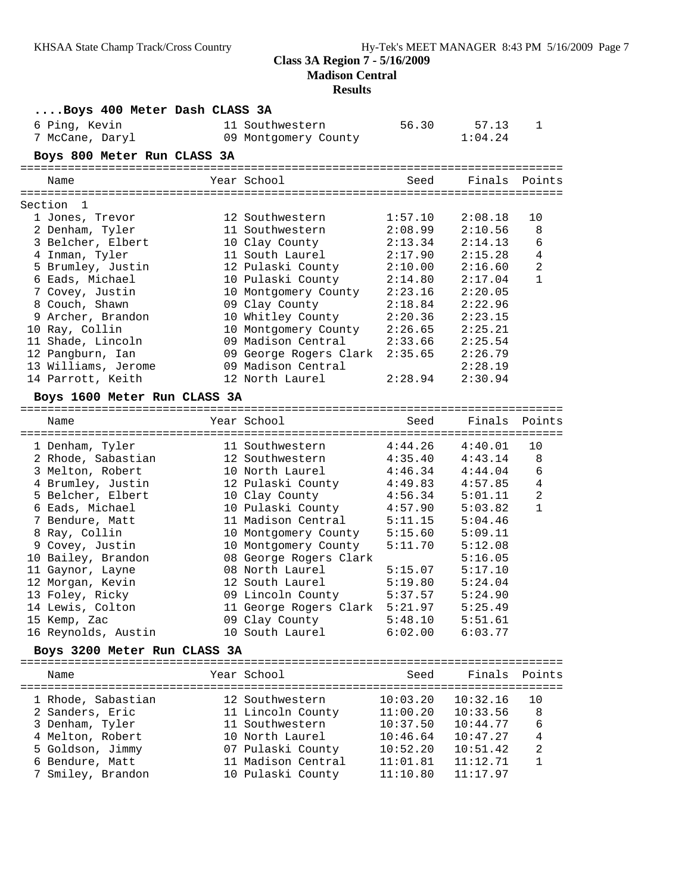# Class 3A Region 7 - 5/16/2009

## Madison Central

### Results

#### ....Boys 400 Meter Dash CLASS 3A

| | Name | Year | School | Seed | Finals | Points |
|---|---|---|---|---|---|---|
| 6 | Ping, Kevin | 11 | Southwestern | 56.30 | 57.13 | 1 |
| 7 | McCane, Daryl | 09 | Montgomery County | | 1:04.24 | |

#### Boys 800 Meter Run CLASS 3A

Section 1

| | Name | Year | School | Seed | Finals | Points |
|---|---|---|---|---|---|---|
| 1 | Jones, Trevor | 12 | Southwestern | 1:57.10 | 2:08.18 | 10 |
| 2 | Denham, Tyler | 11 | Southwestern | 2:08.99 | 2:10.56 | 8 |
| 3 | Belcher, Elbert | 10 | Clay County | 2:13.34 | 2:14.13 | 6 |
| 4 | Inman, Tyler | 11 | South Laurel | 2:17.90 | 2:15.28 | 4 |
| 5 | Brumley, Justin | 12 | Pulaski County | 2:10.00 | 2:16.60 | 2 |
| 6 | Eads, Michael | 10 | Pulaski County | 2:14.80 | 2:17.04 | 1 |
| 7 | Covey, Justin | 10 | Montgomery County | 2:23.16 | 2:20.05 | |
| 8 | Couch, Shawn | 09 | Clay County | 2:18.84 | 2:22.96 | |
| 9 | Archer, Brandon | 10 | Whitley County | 2:20.36 | 2:23.15 | |
| 10 | Ray, Collin | 10 | Montgomery County | 2:26.65 | 2:25.21 | |
| 11 | Shade, Lincoln | 09 | Madison Central | 2:33.66 | 2:25.54 | |
| 12 | Pangburn, Ian | 09 | George Rogers Clark | 2:35.65 | 2:26.79 | |
| 13 | Williams, Jerome | 09 | Madison Central | | 2:28.19 | |
| 14 | Parrott, Keith | 12 | North Laurel | 2:28.94 | 2:30.94 | |

#### Boys 1600 Meter Run CLASS 3A

| | Name | Year | School | Seed | Finals | Points |
|---|---|---|---|---|---|---|
| 1 | Denham, Tyler | 11 | Southwestern | 4:44.26 | 4:40.01 | 10 |
| 2 | Rhode, Sabastian | 12 | Southwestern | 4:35.40 | 4:43.14 | 8 |
| 3 | Melton, Robert | 10 | North Laurel | 4:46.34 | 4:44.04 | 6 |
| 4 | Brumley, Justin | 12 | Pulaski County | 4:49.83 | 4:57.85 | 4 |
| 5 | Belcher, Elbert | 10 | Clay County | 4:56.34 | 5:01.11 | 2 |
| 6 | Eads, Michael | 10 | Pulaski County | 4:57.90 | 5:03.82 | 1 |
| 7 | Bendure, Matt | 11 | Madison Central | 5:11.15 | 5:04.46 | |
| 8 | Ray, Collin | 10 | Montgomery County | 5:15.60 | 5:09.11 | |
| 9 | Covey, Justin | 10 | Montgomery County | 5:11.70 | 5:12.08 | |
| 10 | Bailey, Brandon | 08 | George Rogers Clark | | 5:16.05 | |
| 11 | Gaynor, Layne | 08 | North Laurel | 5:15.07 | 5:17.10 | |
| 12 | Morgan, Kevin | 12 | South Laurel | 5:19.80 | 5:24.04 | |
| 13 | Foley, Ricky | 09 | Lincoln County | 5:37.57 | 5:24.90 | |
| 14 | Lewis, Colton | 11 | George Rogers Clark | 5:21.97 | 5:25.49 | |
| 15 | Kemp, Zac | 09 | Clay County | 5:48.10 | 5:51.61 | |
| 16 | Reynolds, Austin | 10 | South Laurel | 6:02.00 | 6:03.77 | |

#### Boys 3200 Meter Run CLASS 3A

| | Name | Year | School | Seed | Finals | Points |
|---|---|---|---|---|---|---|
| 1 | Rhode, Sabastian | 12 | Southwestern | 10:03.20 | 10:32.16 | 10 |
| 2 | Sanders, Eric | 11 | Lincoln County | 11:00.20 | 10:33.56 | 8 |
| 3 | Denham, Tyler | 11 | Southwestern | 10:37.50 | 10:44.77 | 6 |
| 4 | Melton, Robert | 10 | North Laurel | 10:46.64 | 10:47.27 | 4 |
| 5 | Goldson, Jimmy | 07 | Pulaski County | 10:52.20 | 10:51.42 | 2 |
| 6 | Bendure, Matt | 11 | Madison Central | 11:01.81 | 11:12.71 | 1 |
| 7 | Smiley, Brandon | 10 | Pulaski County | 11:10.80 | 11:17.97 | |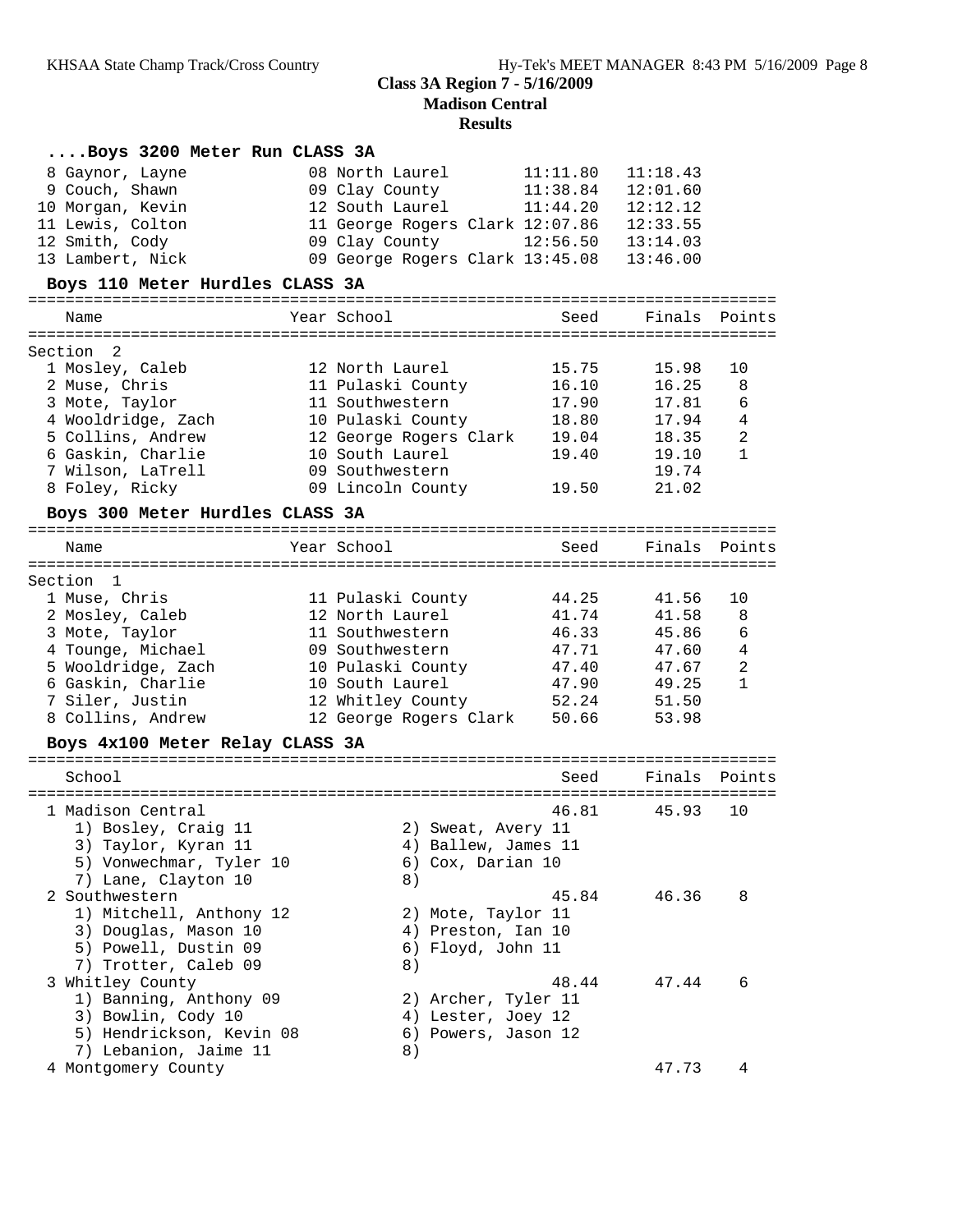**Class 3A Region 7 - 5/16/2009**
**Madison Central**
**Results**

### ....Boys 3200 Meter Run CLASS 3A

| Place | Name | Year | School | Seed | Finals |
|---|---|---|---|---|---|
| 8 | Gaynor, Layne | 08 | North Laurel | 11:11.80 | 11:18.43 |
| 9 | Couch, Shawn | 09 | Clay County | 11:38.84 | 12:01.60 |
| 10 | Morgan, Kevin | 12 | South Laurel | 11:44.20 | 12:12.12 |
| 11 | Lewis, Colton | 11 | George Rogers Clark | 12:07.86 | 12:33.55 |
| 12 | Smith, Cody | 09 | Clay County | 12:56.50 | 13:14.03 |
| 13 | Lambert, Nick | 09 | George Rogers Clark | 13:45.08 | 13:46.00 |

### Boys 110 Meter Hurdles CLASS 3A

Section 2

| Place | Name | Year | School | Seed | Finals | Points |
|---|---|---|---|---|---|---|
| 1 | Mosley, Caleb | 12 | North Laurel | 15.75 | 15.98 | 10 |
| 2 | Muse, Chris | 11 | Pulaski County | 16.10 | 16.25 | 8 |
| 3 | Mote, Taylor | 11 | Southwestern | 17.90 | 17.81 | 6 |
| 4 | Wooldridge, Zach | 10 | Pulaski County | 18.80 | 17.94 | 4 |
| 5 | Collins, Andrew | 12 | George Rogers Clark | 19.04 | 18.35 | 2 |
| 6 | Gaskin, Charlie | 10 | South Laurel | 19.40 | 19.10 | 1 |
| 7 | Wilson, LaTrell | 09 | Southwestern | | 19.74 | |
| 8 | Foley, Ricky | 09 | Lincoln County | 19.50 | 21.02 | |

### Boys 300 Meter Hurdles CLASS 3A

Section 1

| Place | Name | Year | School | Seed | Finals | Points |
|---|---|---|---|---|---|---|
| 1 | Muse, Chris | 11 | Pulaski County | 44.25 | 41.56 | 10 |
| 2 | Mosley, Caleb | 12 | North Laurel | 41.74 | 41.58 | 8 |
| 3 | Mote, Taylor | 11 | Southwestern | 46.33 | 45.86 | 6 |
| 4 | Tounge, Michael | 09 | Southwestern | 47.71 | 47.60 | 4 |
| 5 | Wooldridge, Zach | 10 | Pulaski County | 47.40 | 47.67 | 2 |
| 6 | Gaskin, Charlie | 10 | South Laurel | 47.90 | 49.25 | 1 |
| 7 | Siler, Justin | 12 | Whitley County | 52.24 | 51.50 | |
| 8 | Collins, Andrew | 12 | George Rogers Clark | 50.66 | 53.98 | |

### Boys 4x100 Meter Relay CLASS 3A

| Place | School | Seed | Finals | Points |
|---|---|---|---|---|
| 1 | Madison Central | 46.81 | 45.93 | 10 |
| | 1) Bosley, Craig 11; 2) Sweat, Avery 11; 3) Taylor, Kyran 11; 4) Ballew, James 11; 5) Vonwechmar, Tyler 10; 6) Cox, Darian 10; 7) Lane, Clayton 10; 8) | | | |
| 2 | Southwestern | 45.84 | 46.36 | 8 |
| | 1) Mitchell, Anthony 12; 2) Mote, Taylor 11; 3) Douglas, Mason 10; 4) Preston, Ian 10; 5) Powell, Dustin 09; 6) Floyd, John 11; 7) Trotter, Caleb 09; 8) | | | |
| 3 | Whitley County | 48.44 | 47.44 | 6 |
| | 1) Banning, Anthony 09; 2) Archer, Tyler 11; 3) Bowlin, Cody 10; 4) Lester, Joey 12; 5) Hendrickson, Kevin 08; 6) Powers, Jason 12; 7) Lebanion, Jaime 11; 8) | | | |
| 4 | Montgomery County | | 47.73 | 4 |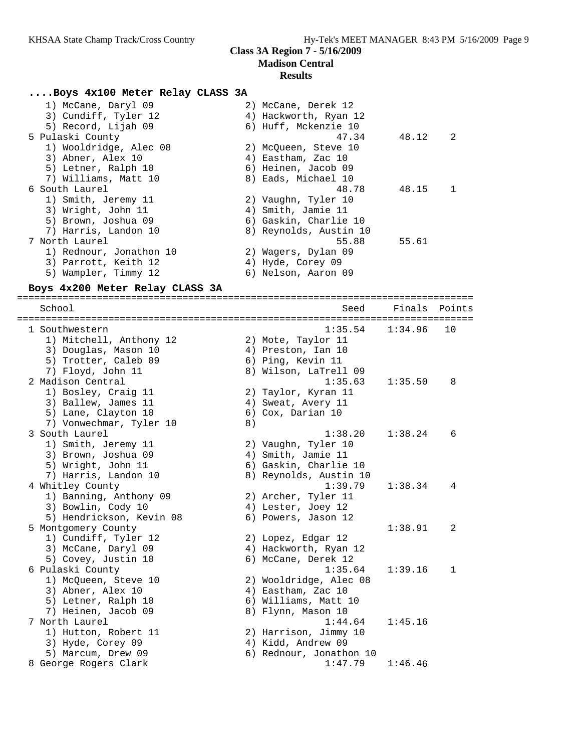## Class 3A Region 7 - 5/16/2009
## Madison Central
## Results

### ....Boys 4x100 Meter Relay CLASS 3A

```
    1) McCane, Daryl 09                2) McCane, Derek 12
    3) Cundiff, Tyler 12               4) Hackworth, Ryan 12
    5) Record, Lijah 09                6) Huff, Mckenzie 10
 5 Pulaski County                               47.34      48.12    2
    1) Wooldridge, Alec 08             2) McQueen, Steve 10
    3) Abner, Alex 10                  4) Eastham, Zac 10
    5) Letner, Ralph 10                6) Heinen, Jacob 09
    7) Williams, Matt 10               8) Eads, Michael 10
 6 South Laurel                                 48.78      48.15    1
    1) Smith, Jeremy 11                2) Vaughn, Tyler 10
    3) Wright, John 11                 4) Smith, Jamie 11
    5) Brown, Joshua 09                6) Gaskin, Charlie 10
    7) Harris, Landon 10               8) Reynolds, Austin 10
 7 North Laurel                                 55.88      55.61
    1) Rednour, Jonathon 10            2) Wagers, Dylan 09
    3) Parrott, Keith 12               4) Hyde, Corey 09
    5) Wampler, Timmy 12               6) Nelson, Aaron 09
```

### Boys 4x200 Meter Relay CLASS 3A

```
================================================================================
    School                                       Seed     Finals  Points
================================================================================
  1 Southwestern                               1:35.54   1:34.96   10
     1) Mitchell, Anthony 12            2) Mote, Taylor 11
     3) Douglas, Mason 10               4) Preston, Ian 10
     5) Trotter, Caleb 09               6) Ping, Kevin 11
     7) Floyd, John 11                  8) Wilson, LaTrell 09
  2 Madison Central                            1:35.63   1:35.50    8
     1) Bosley, Craig 11                2) Taylor, Kyran 11
     3) Ballew, James 11                4) Sweat, Avery 11
     5) Lane, Clayton 10                6) Cox, Darian 10
     7) Vonwechmar, Tyler 10            8)
  3 South Laurel                               1:38.20   1:38.24    6
     1) Smith, Jeremy 11                2) Vaughn, Tyler 10
     3) Brown, Joshua 09                4) Smith, Jamie 11
     5) Wright, John 11                 6) Gaskin, Charlie 10
     7) Harris, Landon 10               8) Reynolds, Austin 10
  4 Whitley County                             1:39.79   1:38.34    4
     1) Banning, Anthony 09             2) Archer, Tyler 11
     3) Bowlin, Cody 10                 4) Lester, Joey 12
     5) Hendrickson, Kevin 08           6) Powers, Jason 12
  5 Montgomery County                                    1:38.91    2
     1) Cundiff, Tyler 12               2) Lopez, Edgar 12
     3) McCane, Daryl 09                4) Hackworth, Ryan 12
     5) Covey, Justin 10                6) McCane, Derek 12
  6 Pulaski County                             1:35.64   1:39.16    1
     1) McQueen, Steve 10               2) Wooldridge, Alec 08
     3) Abner, Alex 10                  4) Eastham, Zac 10
     5) Letner, Ralph 10                6) Williams, Matt 10
     7) Heinen, Jacob 09                8) Flynn, Mason 10
  7 North Laurel                               1:44.64   1:45.16
     1) Hutton, Robert 11               2) Harrison, Jimmy 10
     3) Hyde, Corey 09                  4) Kidd, Andrew 09
     5) Marcum, Drew 09                 6) Rednour, Jonathon 10
  8 George Rogers Clark                        1:47.79   1:46.46
```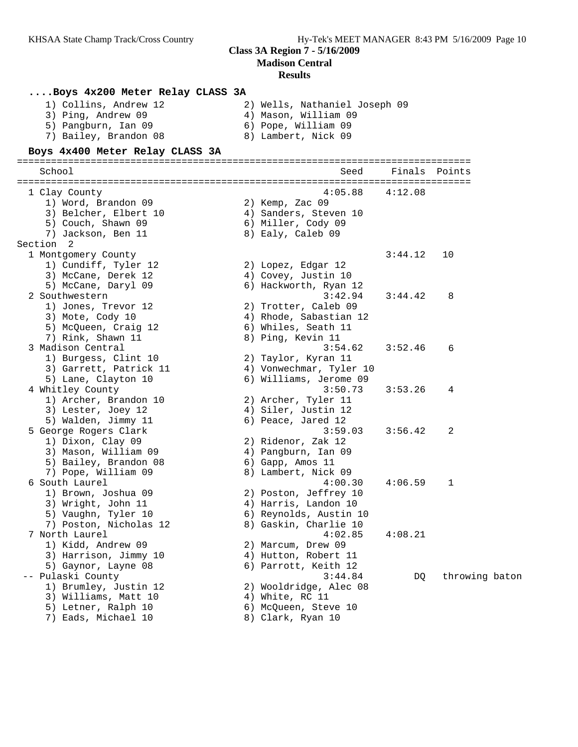**Class 3A Region 7 - 5/16/2009**
**Madison Central**
**Results**

### ....Boys 4x200 Meter Relay CLASS 3A

```
    1) Collins, Andrew 12             2) Wells, Nathaniel Joseph 09
    3) Ping, Andrew 09                4) Mason, William 09
    5) Pangburn, Ian 09               6) Pope, William 09
    7) Bailey, Brandon 08             8) Lambert, Nick 09
```

### Boys 4x400 Meter Relay CLASS 3A

```
================================================================================
   School                                            Seed    Finals  Points
================================================================================
  1 Clay County                                   4:05.88   4:12.08
     1) Word, Brandon 09               2) Kemp, Zac 09
     3) Belcher, Elbert 10             4) Sanders, Steven 10
     5) Couch, Shawn 09                6) Miller, Cody 09
     7) Jackson, Ben 11                8) Ealy, Caleb 09
Section  2
  1 Montgomery County                                       3:44.12   10
     1) Cundiff, Tyler 12              2) Lopez, Edgar 12
     3) McCane, Derek 12               4) Covey, Justin 10
     5) McCane, Daryl 09               6) Hackworth, Ryan 12
  2 Southwestern                                  3:42.94   3:44.42    8
     1) Jones, Trevor 12               2) Trotter, Caleb 09
     3) Mote, Cody 10                  4) Rhode, Sabastian 12
     5) McQueen, Craig 12              6) Whiles, Seath 11
     7) Rink, Shawn 11                 8) Ping, Kevin 11
  3 Madison Central                               3:54.62   3:52.46    6
     1) Burgess, Clint 10              2) Taylor, Kyran 11
     3) Garrett, Patrick 11            4) Vonwechmar, Tyler 10
     5) Lane, Clayton 10               6) Williams, Jerome 09
  4 Whitley County                                3:50.73   3:53.26    4
     1) Archer, Brandon 10             2) Archer, Tyler 11
     3) Lester, Joey 12                4) Siler, Justin 12
     5) Walden, Jimmy 11               6) Peace, Jared 12
  5 George Rogers Clark                           3:59.03   3:56.42    2
     1) Dixon, Clay 09                 2) Ridenor, Zak 12
     3) Mason, William 09              4) Pangburn, Ian 09
     5) Bailey, Brandon 08             6) Gapp, Amos 11
     7) Pope, William 09               8) Lambert, Nick 09
  6 South Laurel                                  4:00.30   4:06.59    1
     1) Brown, Joshua 09               2) Poston, Jeffrey 10
     3) Wright, John 11                4) Harris, Landon 10
     5) Vaughn, Tyler 10               6) Reynolds, Austin 10
     7) Poston, Nicholas 12            8) Gaskin, Charlie 10
  7 North Laurel                                  4:02.85   4:08.21
     1) Kidd, Andrew 09                2) Marcum, Drew 09
     3) Harrison, Jimmy 10             4) Hutton, Robert 11
     5) Gaynor, Layne 08               6) Parrott, Keith 12
 -- Pulaski County                                3:44.84        DQ   throwing baton
     1) Brumley, Justin 12             2) Wooldridge, Alec 08
     3) Williams, Matt 10              4) White, RC 11
     5) Letner, Ralph 10               6) McQueen, Steve 10
     7) Eads, Michael 10               8) Clark, Ryan 10
```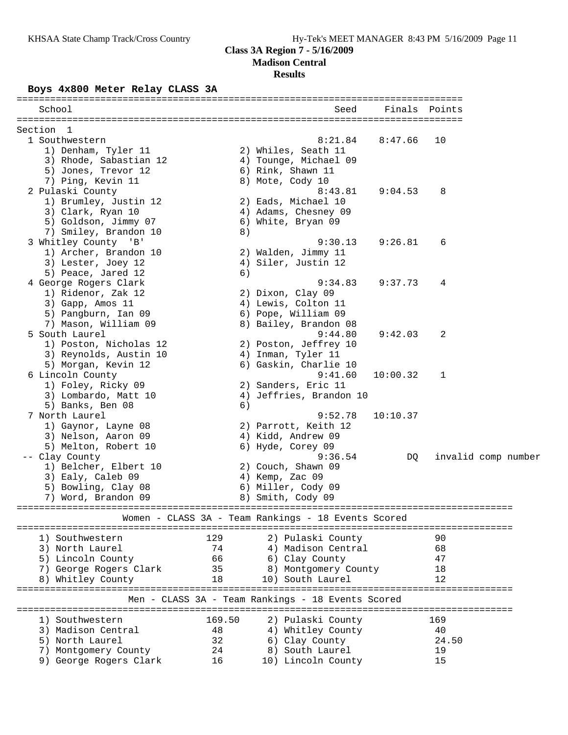## Class 3A Region 7 - 5/16/2009

## Madison Central

## Results

### Boys 4x800 Meter Relay CLASS 3A

| School | Seed | Finals | Points |
|---|---|---|---|
| **Section 1** | | | |
| 1 Southwestern | 8:21.84 | 8:47.66 | 10 |
| 1) Denham, Tyler 11; 2) Whiles, Seath 11; 3) Rhode, Sabastian 12; 4) Tounge, Michael 09; 5) Jones, Trevor 12; 6) Rink, Shawn 11; 7) Ping, Kevin 11; 8) Mote, Cody 10 | | | |
| 2 Pulaski County | 8:43.81 | 9:04.53 | 8 |
| 1) Brumley, Justin 12; 2) Eads, Michael 10; 3) Clark, Ryan 10; 4) Adams, Chesney 09; 5) Goldson, Jimmy 07; 6) White, Bryan 09; 7) Smiley, Brandon 10; 8) | | | |
| 3 Whitley County 'B' | 9:30.13 | 9:26.81 | 6 |
| 1) Archer, Brandon 10; 2) Walden, Jimmy 11; 3) Lester, Joey 12; 4) Siler, Justin 12; 5) Peace, Jared 12; 6) | | | |
| 4 George Rogers Clark | 9:34.83 | 9:37.73 | 4 |
| 1) Ridenor, Zak 12; 2) Dixon, Clay 09; 3) Gapp, Amos 11; 4) Lewis, Colton 11; 5) Pangburn, Ian 09; 6) Pope, William 09; 7) Mason, William 09; 8) Bailey, Brandon 08 | | | |
| 5 South Laurel | 9:44.80 | 9:42.03 | 2 |
| 1) Poston, Nicholas 12; 2) Poston, Jeffrey 10; 3) Reynolds, Austin 10; 4) Inman, Tyler 11; 5) Morgan, Kevin 12; 6) Gaskin, Charlie 10 | | | |
| 6 Lincoln County | 9:41.60 | 10:00.32 | 1 |
| 1) Foley, Ricky 09; 2) Sanders, Eric 11; 3) Lombardo, Matt 10; 4) Jeffries, Brandon 10; 5) Banks, Ben 08; 6) | | | |
| 7 North Laurel | 9:52.78 | 10:10.37 | |
| 1) Gaynor, Layne 08; 2) Parrott, Keith 12; 3) Nelson, Aaron 09; 4) Kidd, Andrew 09; 5) Melton, Robert 10; 6) Hyde, Corey 09 | | | |
| -- Clay County | 9:36.54 | DQ | invalid comp number |
| 1) Belcher, Elbert 10; 2) Couch, Shawn 09; 3) Ealy, Caleb 09; 4) Kemp, Zac 09; 5) Bowling, Clay 08; 6) Miller, Cody 09; 7) Word, Brandon 09; 8) Smith, Cody 09 | | | |

### Women - CLASS 3A - Team Rankings - 18 Events Scored

| | | | |
|---|---|---|---|
| 1) Southwestern | 129 | 2) Pulaski County | 90 |
| 3) North Laurel | 74 | 4) Madison Central | 68 |
| 5) Lincoln County | 66 | 6) Clay County | 47 |
| 7) George Rogers Clark | 35 | 8) Montgomery County | 18 |
| 8) Whitley County | 18 | 10) South Laurel | 12 |

### Men - CLASS 3A - Team Rankings - 18 Events Scored

| | | | |
|---|---|---|---|
| 1) Southwestern | 169.50 | 2) Pulaski County | 169 |
| 3) Madison Central | 48 | 4) Whitley County | 40 |
| 5) North Laurel | 32 | 6) Clay County | 24.50 |
| 7) Montgomery County | 24 | 8) South Laurel | 19 |
| 9) George Rogers Clark | 16 | 10) Lincoln County | 15 |